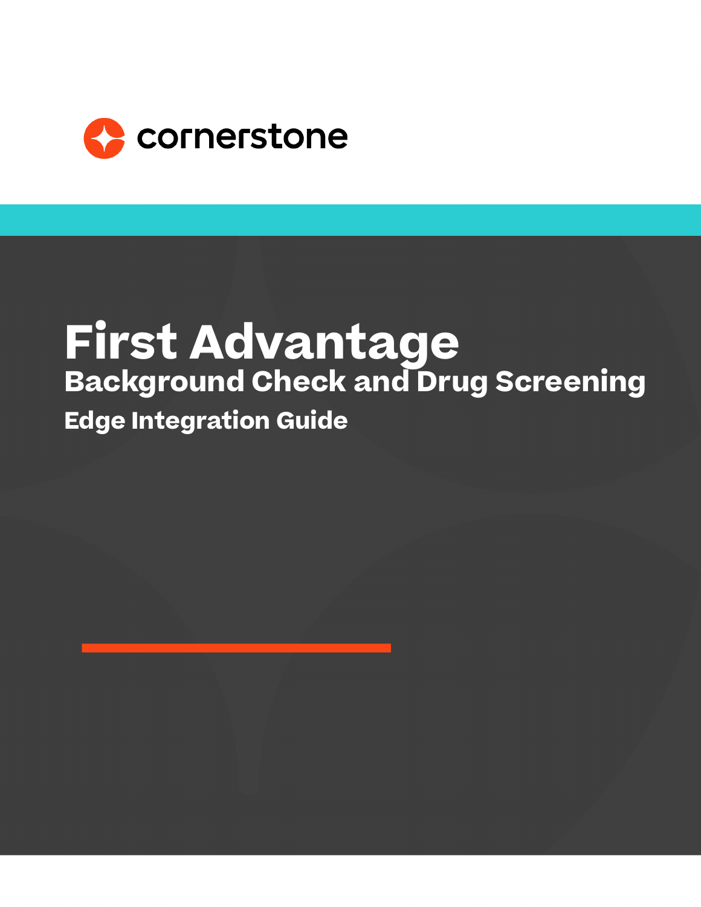cornerstone

# First Advantage

## Background Check and Drug Screening

### Edge Integration Guide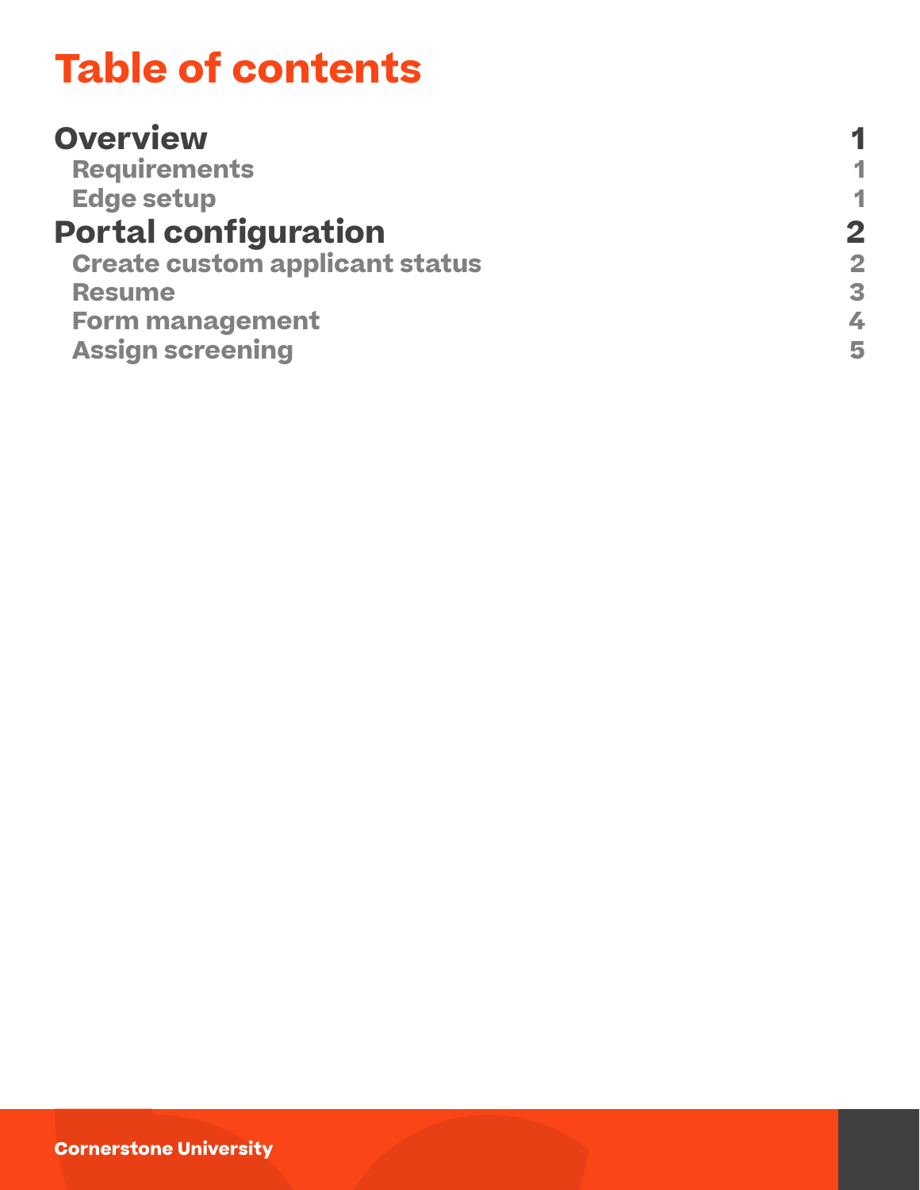# Table of contents

| | |
|---|---|
| **Overview** | **1** |
| Requirements | 1 |
| Edge setup | 1 |
| **Portal configuration** | **2** |
| Create custom applicant status | 2 |
| Resume | 3 |
| Form management | 4 |
| Assign screening | 5 |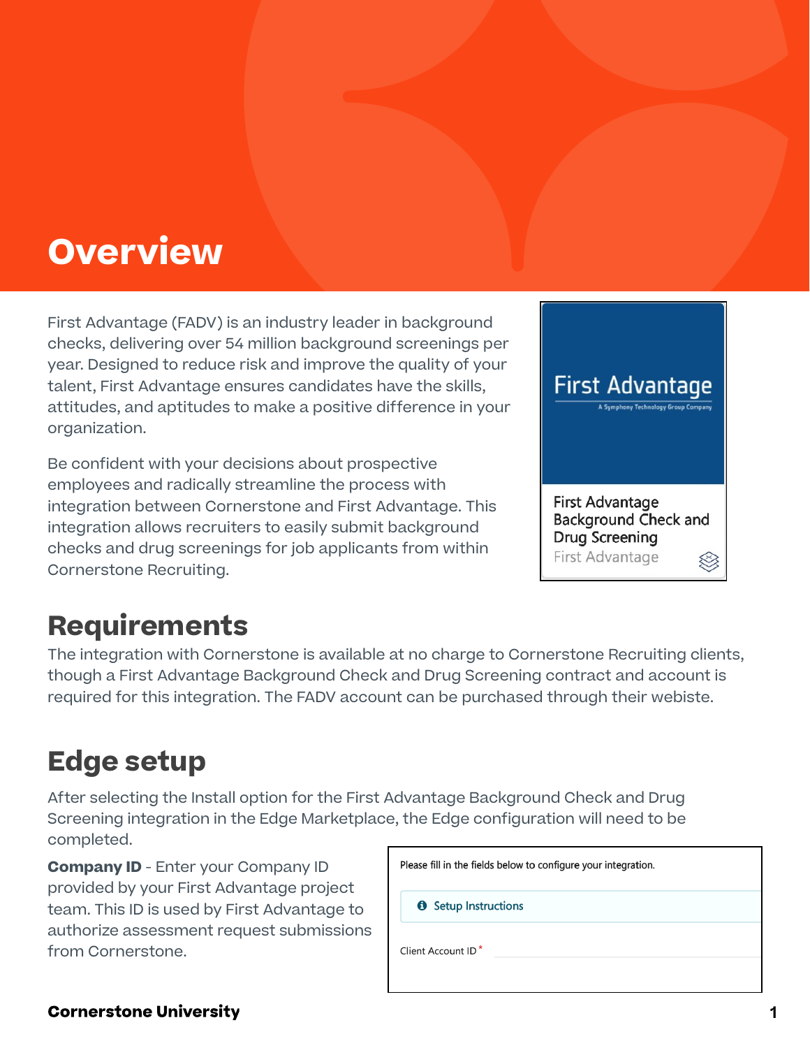# Overview

First Advantage (FADV) is an industry leader in background checks, delivering over 54 million background screenings per year. Designed to reduce risk and improve the quality of your talent, First Advantage ensures candidates have the skills, attitudes, and aptitudes to make a positive difference in your organization.

Be confident with your decisions about prospective employees and radically streamline the process with integration between Cornerstone and First Advantage. This integration allows recruiters to easily submit background checks and drug screenings for job applicants from within Cornerstone Recruiting.

First Advantage
A Symphony Technology Group Company

First Advantage Background Check and Drug Screening
First Advantage

## Requirements

The integration with Cornerstone is available at no charge to Cornerstone Recruiting clients, though a First Advantage Background Check and Drug Screening contract and account is required for this integration. The FADV account can be purchased through their webiste.

## Edge setup

After selecting the Install option for the First Advantage Background Check and Drug Screening integration in the Edge Marketplace, the Edge configuration will need to be completed.

**Company ID** - Enter your Company ID provided by your First Advantage project team. This ID is used by First Advantage to authorize assessment request submissions from Cornerstone.

Please fill in the fields below to configure your integration.

Setup Instructions

Client Account ID *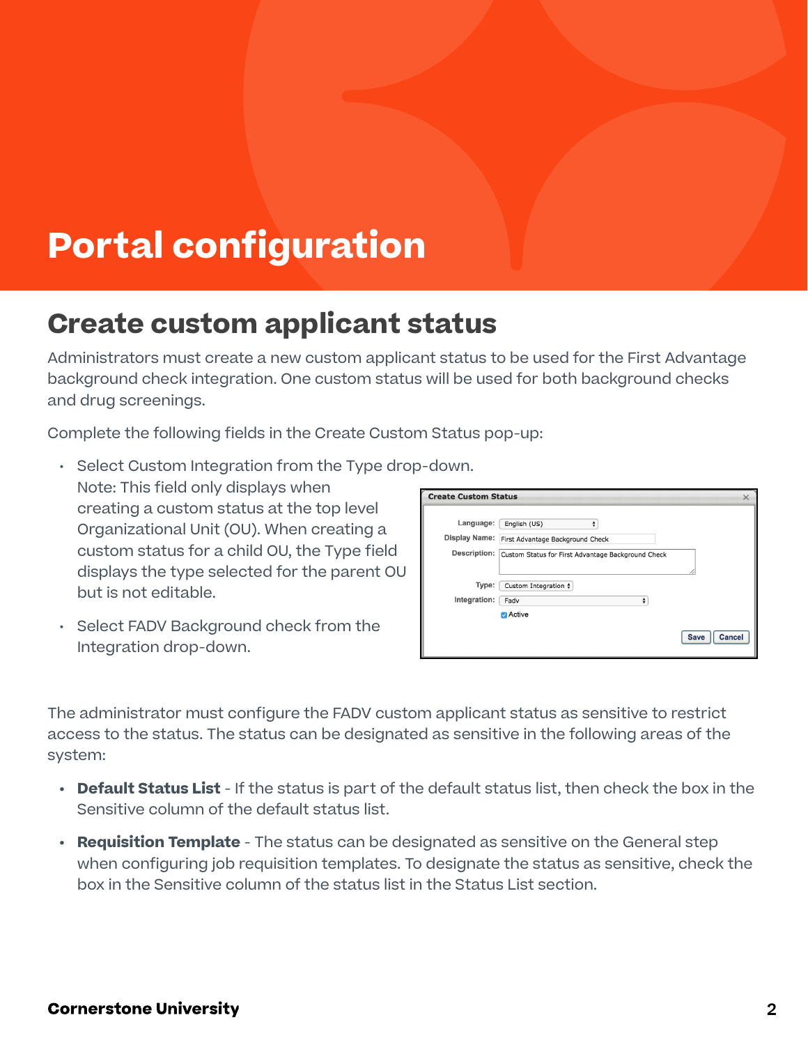# Portal configuration

## Create custom applicant status

Administrators must create a new custom applicant status to be used for the First Advantage background check integration. One custom status will be used for both background checks and drug screenings.

Complete the following fields in the Create Custom Status pop-up:

- Select Custom Integration from the Type drop-down. Note: This field only displays when creating a custom status at the top level Organizational Unit (OU). When creating a custom status for a child OU, the Type field displays the type selected for the parent OU but is not editable.
- Select FADV Background check from the Integration drop-down.

The administrator must configure the FADV custom applicant status as sensitive to restrict access to the status. The status can be designated as sensitive in the following areas of the system:

- **Default Status List** - If the status is part of the default status list, then check the box in the Sensitive column of the default status list.
- **Requisition Template** - The status can be designated as sensitive on the General step when configuring job requisition templates. To designate the status as sensitive, check the box in the Sensitive column of the status list in the Status List section.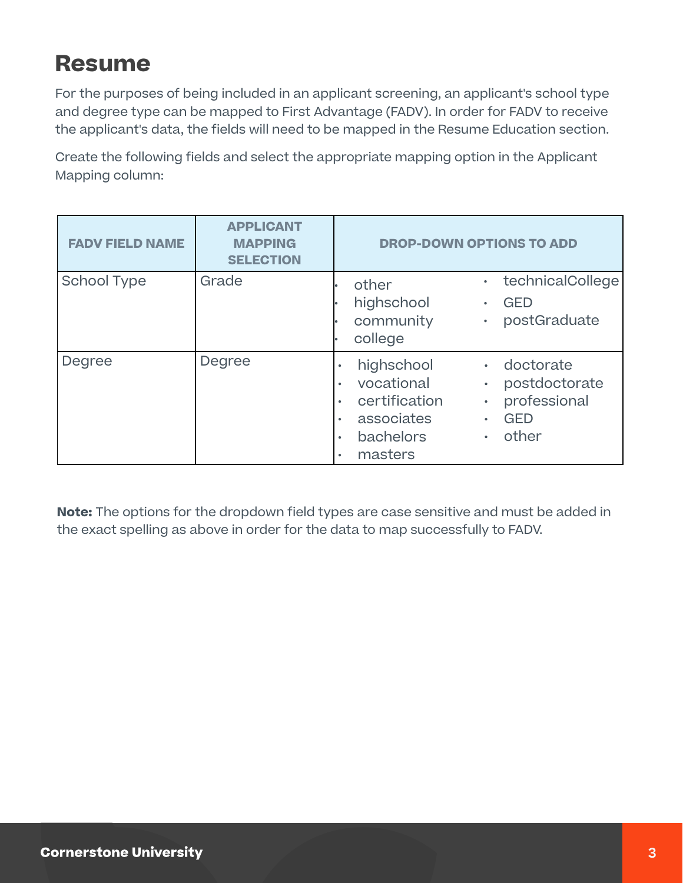# Resume

For the purposes of being included in an applicant screening, an applicant's school type and degree type can be mapped to First Advantage (FADV). In order for FADV to receive the applicant's data, the fields will need to be mapped in the Resume Education section.

Create the following fields and select the appropriate mapping option in the Applicant Mapping column:

| FADV FIELD NAME | APPLICANT MAPPING SELECTION | DROP-DOWN OPTIONS TO ADD |
|---|---|---|
| School Type | Grade | • other<br>• highschool<br>• community<br>• college<br>• technicalCollege<br>• GED<br>• postGraduate |
| Degree | Degree | • highschool<br>• vocational<br>• certification<br>• associates<br>• bachelors<br>• masters<br>• doctorate<br>• postdoctorate<br>• professional<br>• GED<br>• other |

**Note:** The options for the dropdown field types are case sensitive and must be added in the exact spelling as above in order for the data to map successfully to FADV.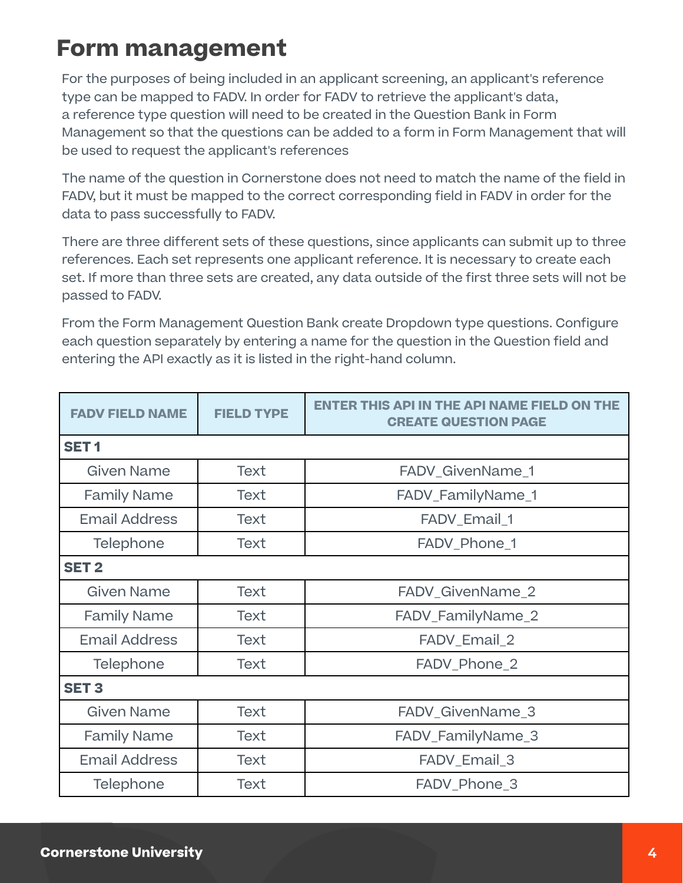# Form management

For the purposes of being included in an applicant screening, an applicant's reference type can be mapped to FADV. In order for FADV to retrieve the applicant's data, a reference type question will need to be created in the Question Bank in Form Management so that the questions can be added to a form in Form Management that will be used to request the applicant's references

The name of the question in Cornerstone does not need to match the name of the field in FADV, but it must be mapped to the correct corresponding field in FADV in order for the data to pass successfully to FADV.

There are three different sets of these questions, since applicants can submit up to three references. Each set represents one applicant reference. It is necessary to create each set. If more than three sets are created, any data outside of the first three sets will not be passed to FADV.

From the Form Management Question Bank create Dropdown type questions. Configure each question separately by entering a name for the question in the Question field and entering the API exactly as it is listed in the right-hand column.

| FADV FIELD NAME | FIELD TYPE | ENTER THIS API IN THE API NAME FIELD ON THE CREATE QUESTION PAGE |
|---|---|---|
| **SET 1** | | |
| Given Name | Text | FADV_GivenName_1 |
| Family Name | Text | FADV_FamilyName_1 |
| Email Address | Text | FADV_Email_1 |
| Telephone | Text | FADV_Phone_1 |
| **SET 2** | | |
| Given Name | Text | FADV_GivenName_2 |
| Family Name | Text | FADV_FamilyName_2 |
| Email Address | Text | FADV_Email_2 |
| Telephone | Text | FADV_Phone_2 |
| **SET 3** | | |
| Given Name | Text | FADV_GivenName_3 |
| Family Name | Text | FADV_FamilyName_3 |
| Email Address | Text | FADV_Email_3 |
| Telephone | Text | FADV_Phone_3 |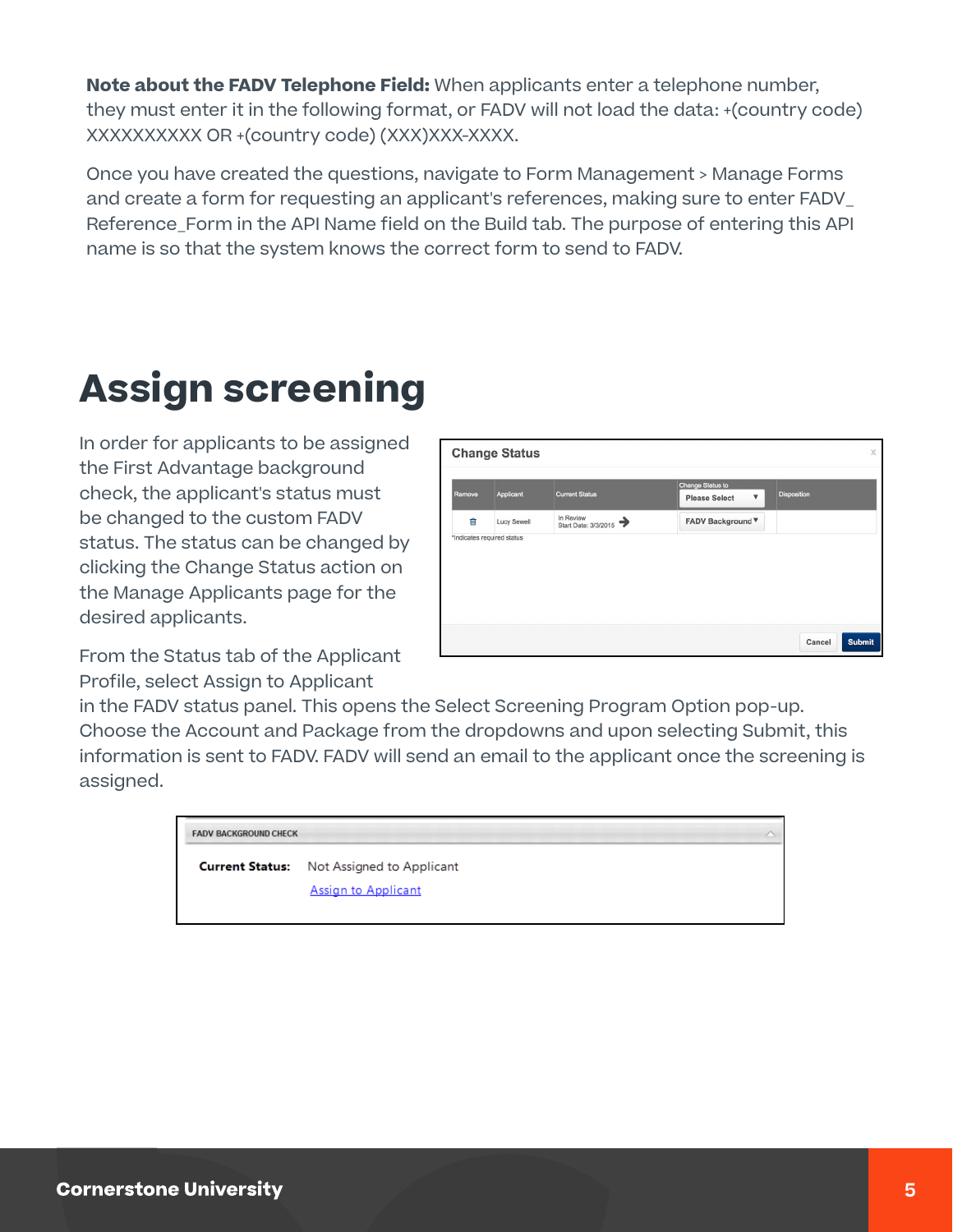**Note about the FADV Telephone Field:** When applicants enter a telephone number, they must enter it in the following format, or FADV will not load the data: +(country code) XXXXXXXXXX OR +(country code) (XXX)XXX-XXXX.

Once you have created the questions, navigate to Form Management > Manage Forms and create a form for requesting an applicant's references, making sure to enter FADV_Reference_Form in the API Name field on the Build tab. The purpose of entering this API name is so that the system knows the correct form to send to FADV.

# Assign screening

In order for applicants to be assigned the First Advantage background check, the applicant's status must be changed to the custom FADV status. The status can be changed by clicking the Change Status action on the Manage Applicants page for the desired applicants.

From the Status tab of the Applicant Profile, select Assign to Applicant in the FADV status panel. This opens the Select Screening Program Option pop-up. Choose the Account and Package from the dropdowns and upon selecting Submit, this information is sent to FADV. FADV will send an email to the applicant once the screening is assigned.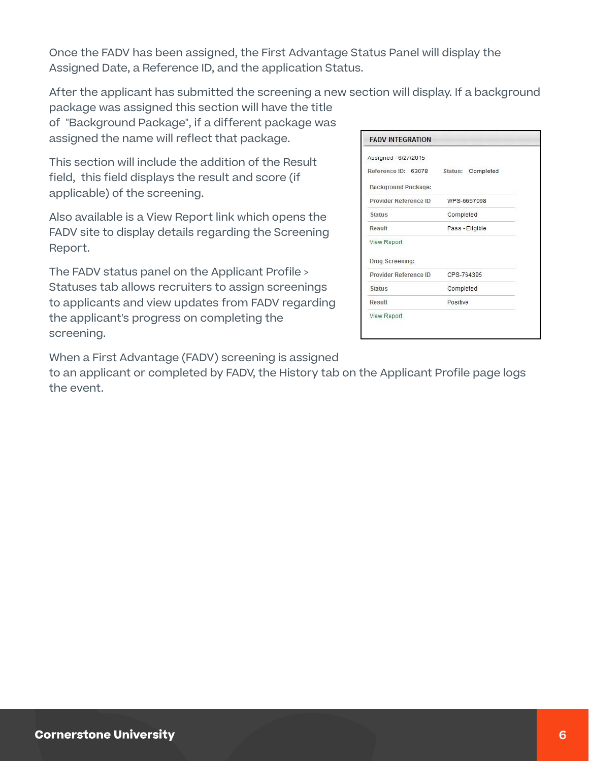Once the FADV has been assigned, the First Advantage Status Panel will display the Assigned Date, a Reference ID, and the application Status.

After the applicant has submitted the screening a new section will display. If a background package was assigned this section will have the title of "Background Package", if a different package was assigned the name will reflect that package.

This section will include the addition of the Result field, this field displays the result and score (if applicable) of the screening.

Also available is a View Report link which opens the FADV site to display details regarding the Screening Report.

The FADV status panel on the Applicant Profile > Statuses tab allows recruiters to assign screenings to applicants and view updates from FADV regarding the applicant's progress on completing the screening.

FADV INTEGRATION

Assigned - 6/27/2015

Reference ID: 63078 Status: Completed

Background Package:

| | |
|---|---|
| Provider Reference ID | WPS-6657098 |
| Status | Completed |
| Result | Pass - Eligible |

View Report

Drug Screening:

| | |
|---|---|
| Provider Reference ID | CPS-764395 |
| Status | Completed |
| Result | Positive |

View Report

When a First Advantage (FADV) screening is assigned to an applicant or completed by FADV, the History tab on the Applicant Profile page logs the event.